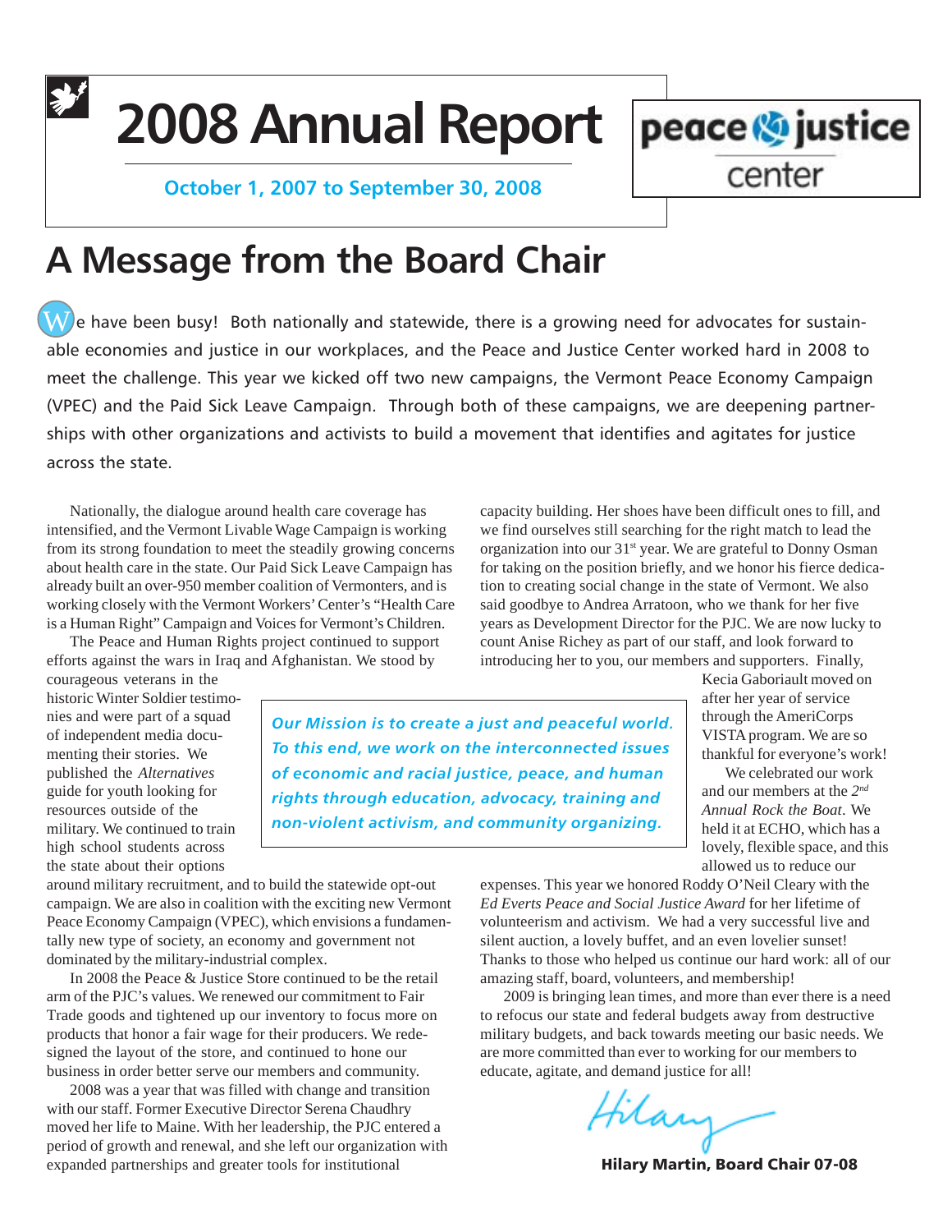# 2008 Annual Report

**October 1, 2007 to September 30, 2008**

peace justice center

## A Message from the Board Chair

We have been busy! Both nationally and statewide, there is a growing need for advocates for sustainable economies and justice in our workplaces, and the Peace and Justice Center worked hard in 2008 to meet the challenge. This year we kicked off two new campaigns, the Vermont Peace Economy Campaign (VPEC) and the Paid Sick Leave Campaign. Through both of these campaigns, we are deepening partnerships with other organizations and activists to build a movement that identifies and agitates for justice across the state.

Nationally, the dialogue around health care coverage has intensified, and the Vermont Livable Wage Campaign is working from its strong foundation to meet the steadily growing concerns about health care in the state. Our Paid Sick Leave Campaign has already built an over-950 member coalition of Vermonters, and is working closely with the Vermont Workers' Center's "Health Care is a Human Right" Campaign and Voices for Vermont's Children.

The Peace and Human Rights project continued to support efforts against the wars in Iraq and Afghanistan. We stood by courageous veterans in the historic Winter Soldier testimonies and were part of a squad of independent media documenting their stories. We published the *Alternatives* guide for youth looking for resources outside of the military. We continued to train high school students across the state about their options around military recruitment, and to build the statewide opt-out campaign. We are also in coalition with the exciting new Vermont Peace Economy Campaign (VPEC), which envisions a fundamentally new type of society, an economy and government not dominated by the military-industrial complex.

*Our Mission is to create a just and peaceful world. To this end, we work on the interconnected issues of economic and racial justice, peace, and human rights through education, advocacy, training and non-violent activism, and community organizing.*

In 2008 the Peace & Justice Store continued to be the retail arm of the PJC's values. We renewed our commitment to Fair Trade goods and tightened up our inventory to focus more on products that honor a fair wage for their producers. We redesigned the layout of the store, and continued to hone our business in order better serve our members and community.

2008 was a year that was filled with change and transition with our staff. Former Executive Director Serena Chaudhry moved her life to Maine. With her leadership, the PJC entered a period of growth and renewal, and she left our organization with expanded partnerships and greater tools for institutional capacity building. Her shoes have been difficult ones to fill, and we find ourselves still searching for the right match to lead the organization into our 31st year. We are grateful to Donny Osman for taking on the position briefly, and we honor his fierce dedication to creating social change in the state of Vermont. We also said goodbye to Andrea Arratoon, who we thank for her five years as Development Director for the PJC. We are now lucky to count Anise Richey as part of our staff, and look forward to introducing her to you, our members and supporters. Finally, Kecia Gaboriault moved on after her year of service through the AmeriCorps VISTA program. We are so thankful for everyone's work!

We celebrated our work and our members at the *2nd Annual Rock the Boat*. We held it at ECHO, which has a lovely, flexible space, and this allowed us to reduce our expenses. This year we honored Roddy O'Neil Cleary with the *Ed Everts Peace and Social Justice Award* for her lifetime of volunteerism and activism. We had a very successful live and silent auction, a lovely buffet, and an even lovelier sunset! Thanks to those who helped us continue our hard work: all of our amazing staff, board, volunteers, and membership!

2009 is bringing lean times, and more than ever there is a need to refocus our state and federal budgets away from destructive military budgets, and back towards meeting our basic needs. We are more committed than ever to working for our members to educate, agitate, and demand justice for all!

Hilary

**Hilary Martin, Board Chair 07-08**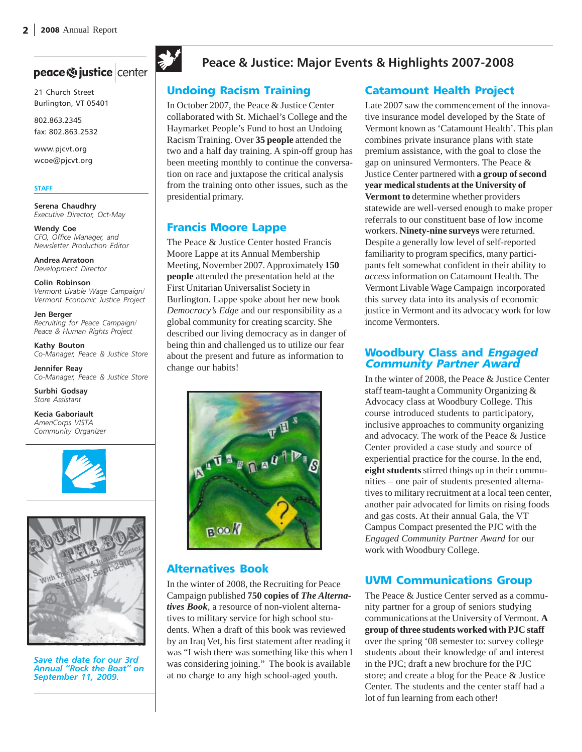peace & justice center

21 Church Street
Burlington, VT 05401

802.863.2345
fax: 802.863.2532

www.pjcvt.org
wcoe@pjcvt.org

**STAFF**

**Serena Chaudhry**
*Executive Director, Oct-May*

**Wendy Coe**
*CFO, Office Manager, and Newsletter Production Editor*

**Andrea Arratoon**
*Development Director*

**Colin Robinson**
*Vermont Livable Wage Campaign/ Vermont Economic Justice Project*

**Jen Berger**
*Recruiting for Peace Campaign/ Peace & Human Rights Project*

**Kathy Bouton**
*Co-Manager, Peace & Justice Store*

**Jennifer Reay**
*Co-Manager, Peace & Justice Store*

**Surbhi Godsay**
*Store Assistant*

**Kecia Gaboriault**
*AmeriCorps VISTA Community Organizer*

*Save the date for our 3rd Annual "Rock the Boat" on September 11, 2009.*

# Peace & Justice: Major Events & Highlights 2007-2008

## Undoing Racism Training

In October 2007, the Peace & Justice Center collaborated with St. Michael's College and the Haymarket People's Fund to host an Undoing Racism Training. Over **35 people** attended the two and a half day training. A spin-off group has been meeting monthly to continue the conversation on race and juxtapose the critical analysis from the training onto other issues, such as the presidential primary.

## Francis Moore Lappe

The Peace & Justice Center hosted Francis Moore Lappe at its Annual Membership Meeting, November 2007. Approximately **150 people** attended the presentation held at the First Unitarian Universalist Society in Burlington. Lappe spoke about her new book *Democracy's Edge* and our responsibility as a global community for creating scarcity. She described our living democracy as in danger of being thin and challenged us to utilize our fear about the present and future as information to change our habits!

## Alternatives Book

In the winter of 2008, the Recruiting for Peace Campaign published **750 copies of *The Alternatives Book***, a resource of non-violent alternatives to military service for high school students. When a draft of this book was reviewed by an Iraq Vet, his first statement after reading it was "I wish there was something like this when I was considering joining." The book is available at no charge to any high school-aged youth.

## Catamount Health Project

Late 2007 saw the commencement of the innovative insurance model developed by the State of Vermont known as 'Catamount Health'. This plan combines private insurance plans with state premium assistance, with the goal to close the gap on uninsured Vermonters. The Peace & Justice Center partnered with **a group of second year medical students at the University of Vermont to** determine whether providers statewide are well-versed enough to make proper referrals to our constituent base of low income workers. **Ninety-nine surveys** were returned. Despite a generally low level of self-reported familiarity to program specifics, many participants felt somewhat confident in their ability to *access* information on Catamount Health. The Vermont Livable Wage Campaign incorporated this survey data into its analysis of economic justice in Vermont and its advocacy work for low income Vermonters.

## Woodbury Class and *Engaged Community Partner Award*

In the winter of 2008, the Peace & Justice Center staff team-taught a Community Organizing & Advocacy class at Woodbury College. This course introduced students to participatory, inclusive approaches to community organizing and advocacy. The work of the Peace & Justice Center provided a case study and source of experiential practice for the course. In the end, **eight students** stirred things up in their communities – one pair of students presented alternatives to military recruitment at a local teen center, another pair advocated for limits on rising foods and gas costs. At their annual Gala, the VT Campus Compact presented the PJC with the *Engaged Community Partner Award* for our work with Woodbury College.

## UVM Communications Group

The Peace & Justice Center served as a community partner for a group of seniors studying communications at the University of Vermont. **A group of three students worked with PJC staff** over the spring '08 semester to: survey college students about their knowledge of and interest in the PJC; draft a new brochure for the PJC store; and create a blog for the Peace & Justice Center. The students and the center staff had a lot of fun learning from each other!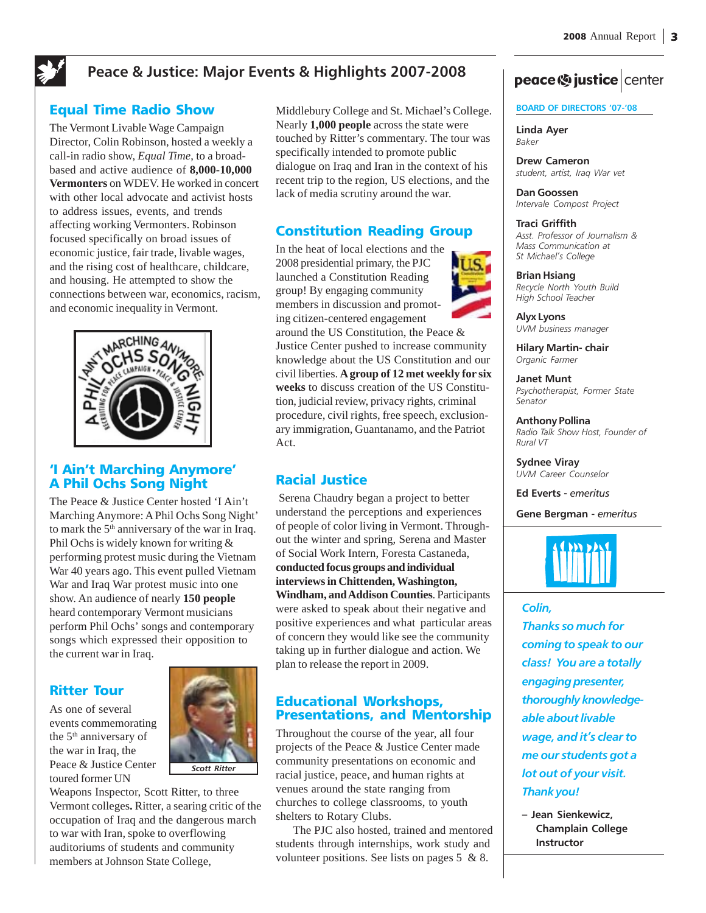# Peace & Justice: Major Events & Highlights 2007-2008

## Equal Time Radio Show

The Vermont Livable Wage Campaign Director, Colin Robinson, hosted a weekly a call-in radio show, *Equal Time*, to a broad-based and active audience of **8,000-10,000 Vermonters** on WDEV. He worked in concert with other local advocate and activist hosts to address issues, events, and trends affecting working Vermonters. Robinson focused specifically on broad issues of economic justice, fair trade, livable wages, and the rising cost of healthcare, childcare, and housing. He attempted to show the connections between war, economics, racism, and economic inequality in Vermont.

## 'I Ain't Marching Anymore' A Phil Ochs Song Night

The Peace & Justice Center hosted 'I Ain't Marching Anymore: A Phil Ochs Song Night' to mark the 5th anniversary of the war in Iraq. Phil Ochs is widely known for writing & performing protest music during the Vietnam War 40 years ago. This event pulled Vietnam War and Iraq War protest music into one show. An audience of nearly **150 people** heard contemporary Vermont musicians perform Phil Ochs' songs and contemporary songs which expressed their opposition to the current war in Iraq.

## Ritter Tour

As one of several events commemorating the 5th anniversary of the war in Iraq, the Peace & Justice Center toured former UN Weapons Inspector, Scott Ritter, to three Vermont colleges**.** Ritter, a searing critic of the occupation of Iraq and the dangerous march to war with Iran, spoke to overflowing auditoriums of students and community members at Johnson State College, Middlebury College and St. Michael's College. Nearly **1,000 people** across the state were touched by Ritter's commentary. The tour was specifically intended to promote public dialogue on Iraq and Iran in the context of his recent trip to the region, US elections, and the lack of media scrutiny around the war.

Scott Ritter

## Constitution Reading Group

In the heat of local elections and the 2008 presidential primary, the PJC launched a Constitution Reading group! By engaging community members in discussion and promoting citizen-centered engagement around the US Constitution, the Peace & Justice Center pushed to increase community knowledge about the US Constitution and our civil liberties. **A group of 12 met weekly for six weeks** to discuss creation of the US Constitution, judicial review, privacy rights, criminal procedure, civil rights, free speech, exclusionary immigration, Guantanamo, and the Patriot Act.

## Racial Justice

Serena Chaudry began a project to better understand the perceptions and experiences of people of color living in Vermont. Throughout the winter and spring, Serena and Master of Social Work Intern, Foresta Castaneda, **conducted focus groups and individual interviews in Chittenden, Washington, Windham, and Addison Counties**. Participants were asked to speak about their negative and positive experiences and what particular areas of concern they would like see the community taking up in further dialogue and action. We plan to release the report in 2009.

## Educational Workshops, Presentations, and Mentorship

Throughout the course of the year, all four projects of the Peace & Justice Center made community presentations on economic and racial justice, peace, and human rights at venues around the state ranging from churches to college classrooms, to youth shelters to Rotary Clubs.

The PJC also hosted, trained and mentored students through internships, work study and volunteer positions. See lists on pages 5 & 8.

---

**peace & justice center**

**BOARD OF DIRECTORS '07-'08**

**Linda Ayer**
*Baker*

**Drew Cameron**
*student, artist, Iraq War vet*

**Dan Goossen**
*Intervale Compost Project*

**Traci Griffith**
*Asst. Professor of Journalism & Mass Communication at St Michael's College*

**Brian Hsiang**
*Recycle North Youth Build High School Teacher*

**Alyx Lyons**
*UVM business manager*

**Hilary Martin- chair**
*Organic Farmer*

**Janet Munt**
*Psychotherapist, Former State Senator*

**Anthony Pollina**
*Radio Talk Show Host, Founder of Rural VT*

**Sydnee Viray**
*UVM Career Counselor*

**Ed Everts** - *emeritus*

**Gene Bergman** - *emeritus*

---

***Colin, Thanks so much for coming to speak to our class! You are a totally engaging presenter, thoroughly knowledgeable about livable wage, and it's clear to me our students got a lot out of your visit. Thank you!***

– **Jean Sienkewicz, Champlain College Instructor**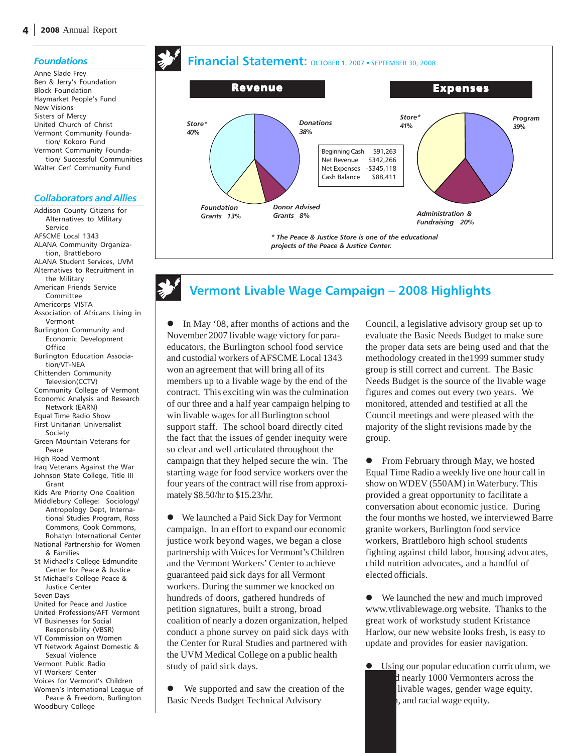## Foundations

Anne Slade Frey
Ben & Jerry's Foundation
Block Foundation
Haymarket People's Fund
New Visions
Sisters of Mercy
United Church of Christ
Vermont Community Foundation/ Kokoro Fund
Vermont Community Foundation/ Successful Communities
Walter Cerf Community Fund

## Collaborators and Allies

Addison County Citizens for Alternatives to Military Service
AFSCME Local 1343
ALANA Community Organization, Brattleboro
ALANA Student Services, UVM
Alternatives to Recruitment in the Military
American Friends Service Committee
Americorps VISTA
Association of Africans Living in Vermont
Burlington Community and Economic Development Office
Burlington Education Association/VT-NEA
Chittenden Community Television(CCTV)
Community College of Vermont
Economic Analysis and Research Network (EARN)
Equal Time Radio Show
First Unitarian Universalist Society
Green Mountain Veterans for Peace
High Road Vermont
Iraq Veterans Against the War
Johnson State College, Title III Grant
Kids Are Priority One Coalition
Middlebury College: Sociology/ Antropology Dept, International Studies Program, Ross Commons, Cook Commons, Rohatyn International Center
National Partnership for Women & Families
St Michael's College Edmundite Center for Peace & Justice
St Michael's College Peace & Justice Center
Seven Days
United for Peace and Justice
United Professions/AFT Vermont
VT Businesses for Social Responsibility (VBSR)
VT Commission on Women
VT Network Against Domestic & Sexual Violence
Vermont Public Radio
VT Workers' Center
Voices for Vermont's Children
Women's International League of Peace & Freedom, Burlington
Woodbury College

## Financial Statement: OCTOBER 1, 2007 ▪ SEPTEMBER 30, 2008

### Revenue

- Store* 40%
- Donations 38%
- Foundation Grants 13%
- Donor Advised Grants 8%

| | |
|---|---|
| Beginning Cash | $91,263 |
| Net Revenue | $342,266 |
| Net Expenses | -$345,118 |
| Cash Balance | $88,411 |

### Expenses

- Store* 41%
- Program 39%
- Administration & Fundraising 20%

*\* The Peace & Justice Store is one of the educational projects of the Peace & Justice Center.*

## Vermont Livable Wage Campaign – 2008 Highlights

- In May '08, after months of actions and the November 2007 livable wage victory for para-educators, the Burlington school food service and custodial workers of AFSCME Local 1343 won an agreement that will bring all of its members up to a livable wage by the end of the contract. This exciting win was the culmination of our three and a half year campaign helping to win livable wages for all Burlington school support staff. The school board directly cited the fact that the issues of gender inequity were so clear and well articulated throughout the campaign that they helped secure the win. The starting wage for food service workers over the four years of the contract will rise from approximately $8.50/hr to $15.23/hr.

- We launched a Paid Sick Day for Vermont campaign. In an effort to expand our economic justice work beyond wages, we began a close partnership with Voices for Vermont's Children and the Vermont Workers' Center to achieve guaranteed paid sick days for all Vermont workers. During the summer we knocked on hundreds of doors, gathered hundreds of petition signatures, built a strong, broad coalition of nearly a dozen organization, helped conduct a phone survey on paid sick days with the Center for Rural Studies and partnered with the UVM Medical College on a public health study of paid sick days.

- We supported and saw the creation of the Basic Needs Budget Technical Advisory Council, a legislative advisory group set up to evaluate the Basic Needs Budget to make sure the proper data sets are being used and that the methodology created in the1999 summer study group is still correct and current. The Basic Needs Budget is the source of the livable wage figures and comes out every two years. We monitored, attended and testified at all the Council meetings and were pleased with the majority of the slight revisions made by the group.

- From February through May, we hosted Equal Time Radio a weekly live one hour call in show on WDEV (550AM) in Waterbury. This provided a great opportunity to facilitate a conversation about economic justice. During the four months we hosted, we interviewed Barre granite workers, Burlington food service workers, Brattleboro high school students fighting against child labor, housing advocates, child nutrition advocates, and a handful of elected officials.

- We launched the new and much improved www.vtlivablewage.org website. Thanks to the great work of workstudy student Kristance Harlow, our new website looks fresh, is easy to update and provides for easier navigation.

- Using our popular education curriculum, we ...d nearly 1000 Vermonters across the ... livable wages, gender wage equity, ..., and racial wage equity.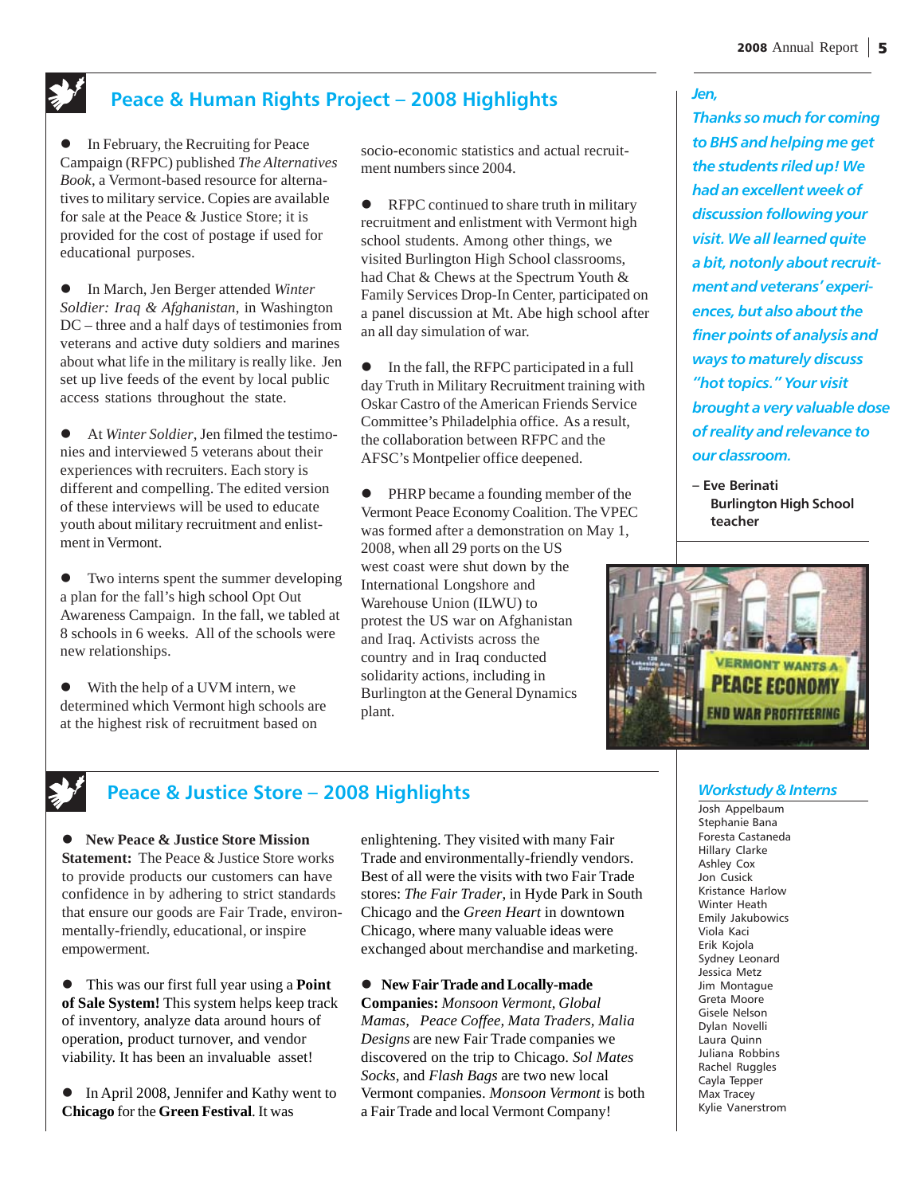## Peace & Human Rights Project – 2008 Highlights

- In February, the Recruiting for Peace Campaign (RFPC) published *The Alternatives Book*, a Vermont-based resource for alternatives to military service. Copies are available for sale at the Peace & Justice Store; it is provided for the cost of postage if used for educational purposes.

- In March, Jen Berger attended *Winter Soldier: Iraq & Afghanistan*, in Washington DC – three and a half days of testimonies from veterans and active duty soldiers and marines about what life in the military is really like. Jen set up live feeds of the event by local public access stations throughout the state.

- At *Winter Soldier*, Jen filmed the testimonies and interviewed 5 veterans about their experiences with recruiters. Each story is different and compelling. The edited version of these interviews will be used to educate youth about military recruitment and enlistment in Vermont.

- Two interns spent the summer developing a plan for the fall's high school Opt Out Awareness Campaign. In the fall, we tabled at 8 schools in 6 weeks. All of the schools were new relationships.

- With the help of a UVM intern, we determined which Vermont high schools are at the highest risk of recruitment based on socio-economic statistics and actual recruitment numbers since 2004.

- RFPC continued to share truth in military recruitment and enlistment with Vermont high school students. Among other things, we visited Burlington High School classrooms, had Chat & Chews at the Spectrum Youth & Family Services Drop-In Center, participated on a panel discussion at Mt. Abe high school after an all day simulation of war.

- In the fall, the RFPC participated in a full day Truth in Military Recruitment training with Oskar Castro of the American Friends Service Committee's Philadelphia office. As a result, the collaboration between RFPC and the AFSC's Montpelier office deepened.

- PHRP became a founding member of the Vermont Peace Economy Coalition. The VPEC was formed after a demonstration on May 1, 2008, when all 29 ports on the US west coast were shut down by the International Longshore and Warehouse Union (ILWU) to protest the US war on Afghanistan and Iraq. Activists across the country and in Iraq conducted solidarity actions, including in Burlington at the General Dynamics plant.

*Jen,*
*Thanks so much for coming to BHS and helping me get the students riled up! We had an excellent week of discussion following your visit. We all learned quite a bit, notonly about recruitment and veterans' experiences, but also about the finer points of analysis and ways to maturely discuss "hot topics." Your visit brought a very valuable dose of reality and relevance to our classroom.*

– **Eve Berinati**
**Burlington High School teacher**

## Peace & Justice Store – 2008 Highlights

- **New Peace & Justice Store Mission Statement:** The Peace & Justice Store works to provide products our customers can have confidence in by adhering to strict standards that ensure our goods are Fair Trade, environmentally-friendly, educational, or inspire empowerment.

- This was our first full year using a **Point of Sale System!** This system helps keep track of inventory, analyze data around hours of operation, product turnover, and vendor viability. It has been an invaluable asset!

- In April 2008, Jennifer and Kathy went to **Chicago** for the **Green Festival**. It was enlightening. They visited with many Fair Trade and environmentally-friendly vendors. Best of all were the visits with two Fair Trade stores: *The Fair Trader*, in Hyde Park in South Chicago and the *Green Heart* in downtown Chicago, where many valuable ideas were exchanged about merchandise and marketing.

- **New Fair Trade and Locally-made Companies:** *Monsoon Vermont*, *Global Mamas*, *Peace Coffee*, *Mata Traders*, *Malia Designs* are new Fair Trade companies we discovered on the trip to Chicago. *Sol Mates Socks*, and *Flash Bags* are two new local Vermont companies. *Monsoon Vermont* is both a Fair Trade and local Vermont Company!

### *Workstudy & Interns*

Josh Appelbaum
Stephanie Bana
Foresta Castaneda
Hillary Clarke
Ashley Cox
Jon Cusick
Kristance Harlow
Winter Heath
Emily Jakubowics
Viola Kaci
Erik Kojola
Sydney Leonard
Jessica Metz
Jim Montague
Greta Moore
Gisele Nelson
Dylan Novelli
Laura Quinn
Juliana Robbins
Rachel Ruggles
Cayla Tepper
Max Tracey
Kylie Vanerstrom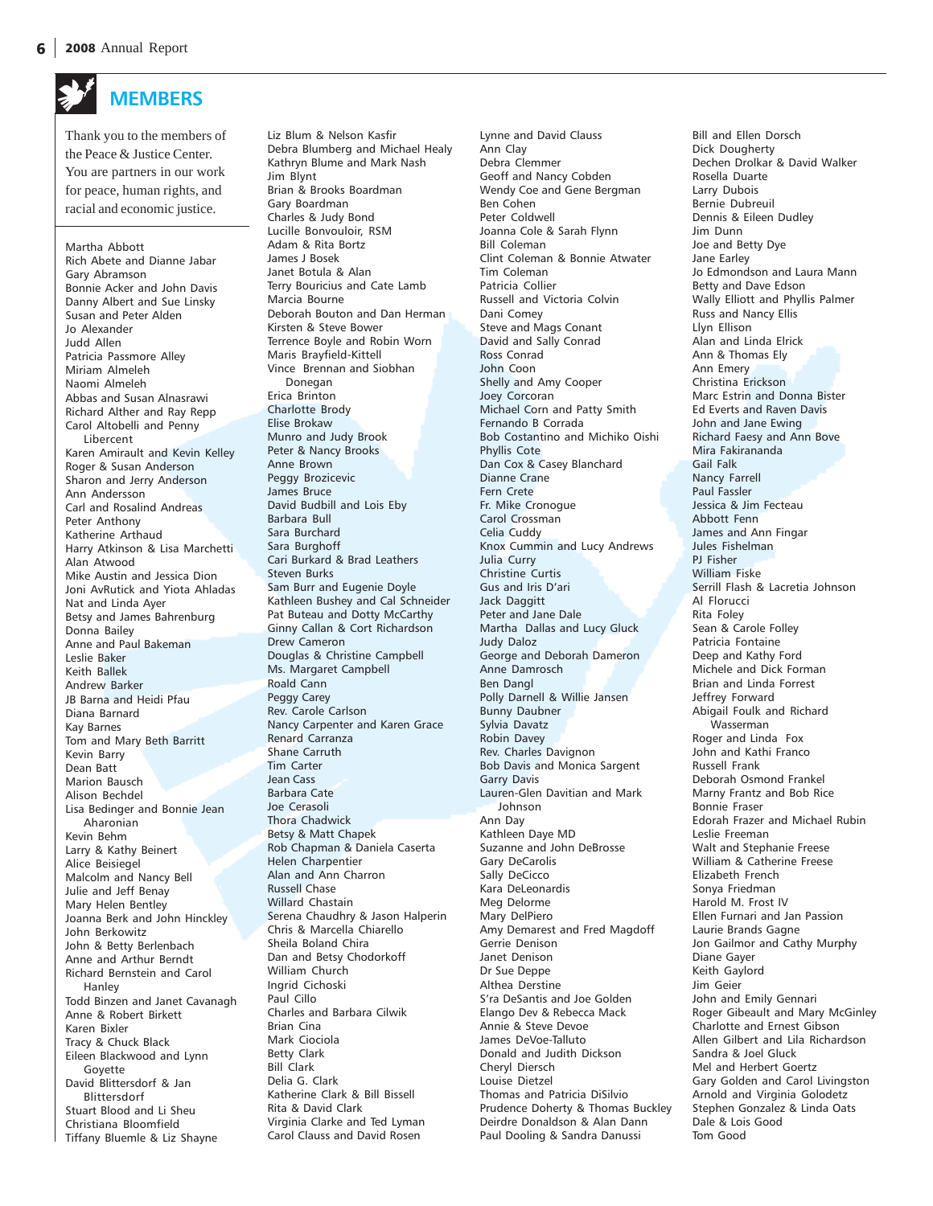## MEMBERS

Thank you to the members of the Peace & Justice Center. You are partners in our work for peace, human rights, and racial and economic justice.

Martha Abbott
Rich Abete and Dianne Jabar
Gary Abramson
Bonnie Acker and John Davis
Danny Albert and Sue Linsky
Susan and Peter Alden
Jo Alexander
Judd Allen
Patricia Passmore Alley
Miriam Almeleh
Naomi Almeleh
Abbas and Susan Alnasrawi
Richard Alther and Ray Repp
Carol Altobelli and Penny Libercent
Karen Amirault and Kevin Kelley
Roger & Susan Anderson
Sharon and Jerry Anderson
Ann Andersson
Carl and Rosalind Andreas
Peter Anthony
Katherine Arthaud
Harry Atkinson & Lisa Marchetti
Alan Atwood
Mike Austin and Jessica Dion
Joni AvRutick and Yiota Ahladas
Nat and Linda Ayer
Betsy and James Bahrenburg
Donna Bailey
Anne and Paul Bakeman
Leslie Baker
Keith Ballek
Andrew Barker
JB Barna and Heidi Pfau
Diana Barnard
Kay Barnes
Tom and Mary Beth Barritt
Kevin Barry
Dean Batt
Marion Bausch
Alison Bechdel
Lisa Bedinger and Bonnie Jean Aharonian
Kevin Behm
Larry & Kathy Beinert
Alice Beisiegel
Malcolm and Nancy Bell
Julie and Jeff Benay
Mary Helen Bentley
Joanna Berk and John Hinckley
John Berkowitz
John & Betty Berlenbach
Anne and Arthur Berndt
Richard Bernstein and Carol Hanley
Todd Binzen and Janet Cavanagh
Anne & Robert Birkett
Karen Bixler
Tracy & Chuck Black
Eileen Blackwood and Lynn Goyette
David Blittersdorf & Jan Blittersdorf
Stuart Blood and Li Sheu
Christiana Bloomfield
Tiffany Bluemle & Liz Shayne
Liz Blum & Nelson Kasfir
Debra Blumberg and Michael Healy
Kathryn Blume and Mark Nash
Jim Blynt
Brian & Brooks Boardman
Gary Boardman
Charles & Judy Bond
Lucille Bonvouloir, RSM
Adam & Rita Bortz
James J Bosek
Janet Botula & Alan
Terry Bouricius and Cate Lamb
Marcia Bourne
Deborah Bouton and Dan Herman
Kirsten & Steve Bower
Terrence Boyle and Robin Worn
Maris Brayfield-Kittell
Vince Brennan and Siobhan Donegan
Erica Brinton
Charlotte Brody
Elise Brokaw
Munro and Judy Brook
Peter & Nancy Brooks
Anne Brown
Peggy Brozicevic
James Bruce
David Budbill and Lois Eby
Barbara Bull
Sara Burchard
Sara Burghoff
Cari Burkard & Brad Leathers
Steven Burks
Sam Burr and Eugenie Doyle
Kathleen Bushey and Cal Schneider
Pat Buteau and Dotty McCarthy
Ginny Callan & Cort Richardson
Drew Cameron
Douglas & Christine Campbell
Ms. Margaret Campbell
Roald Cann
Peggy Carey
Rev. Carole Carlson
Nancy Carpenter and Karen Grace
Renard Carranza
Shane Carruth
Tim Carter
Jean Cass
Barbara Cate
Joe Cerasoli
Thora Chadwick
Betsy & Matt Chapek
Rob Chapman & Daniela Caserta
Helen Charpentier
Alan and Ann Charron
Russell Chase
Willard Chastain
Serena Chaudhry & Jason Halperin
Chris & Marcella Chiarello
Sheila Boland Chira
Dan and Betsy Chodorkoff
William Church
Ingrid Cichoski
Paul Cillo
Charles and Barbara Cilwik
Brian Cina
Mark Ciociola
Betty Clark
Bill Clark
Delia G. Clark
Katherine Clark & Bill Bissell
Rita & David Clark
Virginia Clarke and Ted Lyman
Carol Clauss and David Rosen
Lynne and David Clauss
Ann Clay
Debra Clemmer
Geoff and Nancy Cobden
Wendy Coe and Gene Bergman
Ben Cohen
Peter Coldwell
Joanna Cole & Sarah Flynn
Bill Coleman
Clint Coleman & Bonnie Atwater
Tim Coleman
Patricia Collier
Russell and Victoria Colvin
Dani Comey
Steve and Mags Conant
David and Sally Conrad
Ross Conrad
John Coon
Shelly and Amy Cooper
Joey Corcoran
Michael Corn and Patty Smith
Fernando B Corrada
Bob Costantino and Michiko Oishi
Phyllis Cote
Dan Cox & Casey Blanchard
Dianne Crane
Fern Crete
Fr. Mike Cronogue
Carol Crossman
Celia Cuddy
Knox Cummin and Lucy Andrews
Julia Curry
Christine Curtis
Gus and Iris D'ari
Jack Daggitt
Peter and Jane Dale
Martha Dallas and Lucy Gluck
Judy Daloz
George and Deborah Dameron
Anne Damrosch
Ben Dangl
Polly Darnell & Willie Jansen
Bunny Daubner
Sylvia Davatz
Robin Davey
Rev. Charles Davignon
Bob Davis and Monica Sargent
Garry Davis
Lauren-Glen Davitian and Mark Johnson
Ann Day
Kathleen Daye MD
Suzanne and John DeBrosse
Gary DeCarolis
Sally DeCicco
Kara DeLeonardis
Meg Delorme
Mary DelPiero
Amy Demarest and Fred Magdoff
Gerrie Denison
Janet Denison
Dr Sue Deppe
Althea Derstine
S'ra DeSantis and Joe Golden
Elango Dev & Rebecca Mack
Annie & Steve Devoe
James DeVoe-Talluto
Donald and Judith Dickson
Cheryl Diersch
Louise Dietzel
Thomas and Patricia DiSilvio
Prudence Doherty & Thomas Buckley
Deirdre Donaldson & Alan Dann
Paul Dooling & Sandra Danussi
Bill and Ellen Dorsch
Dick Dougherty
Dechen Drolkar & David Walker
Rosella Duarte
Larry Dubois
Bernie Dubreuil
Dennis & Eileen Dudley
Jim Dunn
Joe and Betty Dye
Jane Earley
Jo Edmondson and Laura Mann
Betty and Dave Edson
Wally Elliott and Phyllis Palmer
Russ and Nancy Ellis
Llyn Ellison
Alan and Linda Elrick
Ann & Thomas Ely
Ann Emery
Christina Erickson
Marc Estrin and Donna Bister
Ed Everts and Raven Davis
John and Jane Ewing
Richard Faesy and Ann Bove
Mira Fakirananda
Gail Falk
Nancy Farrell
Paul Fassler
Jessica & Jim Fecteau
Abbott Fenn
James and Ann Fingar
Jules Fishelman
PJ Fisher
William Fiske
Serrill Flash & Lacretia Johnson
Al Florucci
Rita Foley
Sean & Carole Folley
Patricia Fontaine
Deep and Kathy Ford
Michele and Dick Forman
Brian and Linda Forrest
Jeffrey Forward
Abigail Foulk and Richard Wasserman
Roger and Linda Fox
John and Kathi Franco
Russell Frank
Deborah Osmond Frankel
Marny Frantz and Bob Rice
Bonnie Fraser
Edorah Frazer and Michael Rubin
Leslie Freeman
Walt and Stephanie Freese
William & Catherine Freese
Elizabeth French
Sonya Friedman
Harold M. Frost IV
Ellen Furnari and Jan Passion
Laurie Brands Gagne
Jon Gailmor and Cathy Murphy
Diane Gayer
Keith Gaylord
Jim Geier
John and Emily Gennari
Roger Gibeault and Mary McGinley
Charlotte and Ernest Gibson
Allen Gilbert and Lila Richardson
Sandra & Joel Gluck
Mel and Herbert Goertz
Gary Golden and Carol Livingston
Arnold and Virginia Golodetz
Stephen Gonzalez & Linda Oats
Dale & Lois Good
Tom Good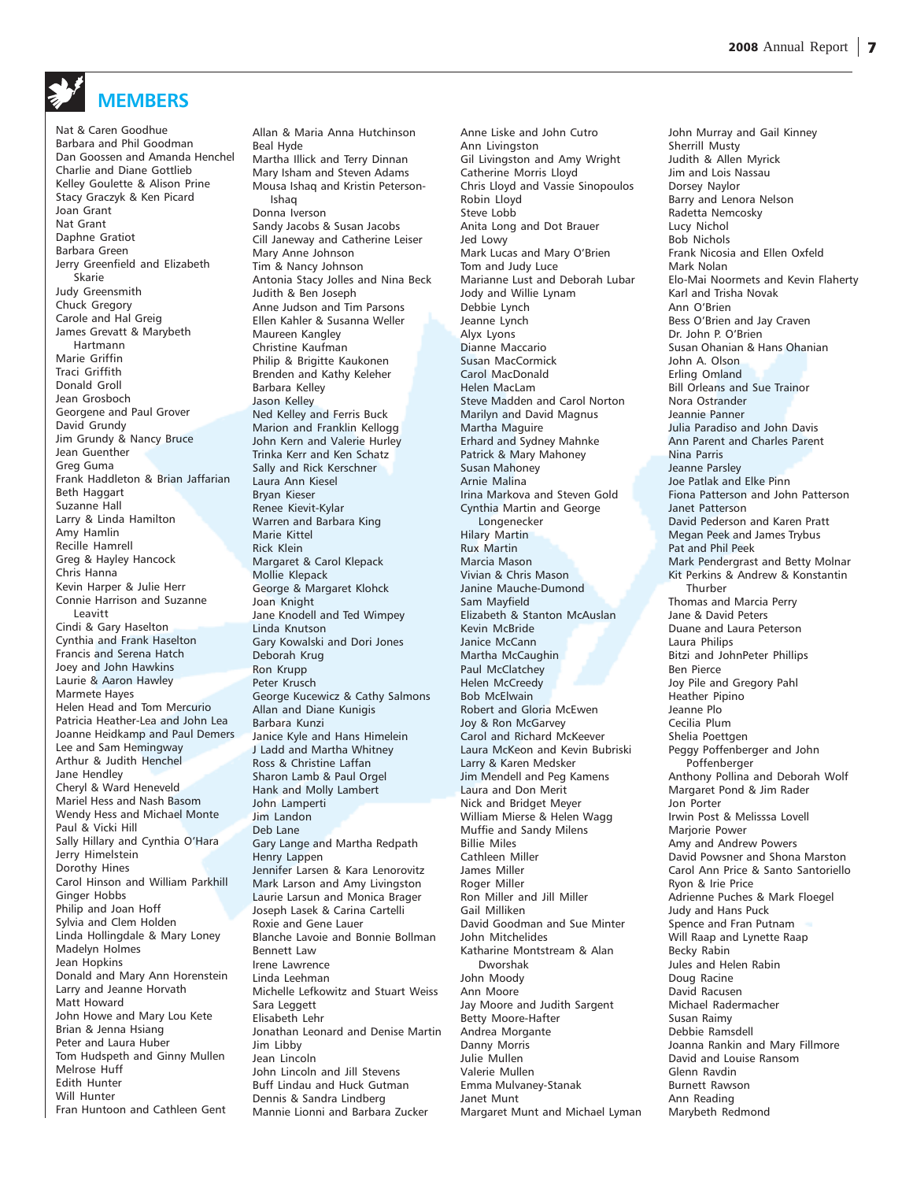## MEMBERS

Nat & Caren Goodhue
Barbara and Phil Goodman
Dan Goossen and Amanda Henchel
Charlie and Diane Gottlieb
Kelley Goulette & Alison Prine
Stacy Graczyk & Ken Picard
Joan Grant
Nat Grant
Daphne Gratiot
Barbara Green
Jerry Greenfield and Elizabeth Skarie
Judy Greensmith
Chuck Gregory
Carole and Hal Greig
James Grevatt & Marybeth Hartmann
Marie Griffin
Traci Griffith
Donald Groll
Jean Grosboch
Georgene and Paul Grover
David Grundy
Jim Grundy & Nancy Bruce
Jean Guenther
Greg Guma
Frank Haddleton & Brian Jaffarian
Beth Haggart
Suzanne Hall
Larry & Linda Hamilton
Amy Hamlin
Recille Hamrell
Greg & Hayley Hancock
Chris Hanna
Kevin Harper & Julie Herr
Connie Harrison and Suzanne Leavitt
Cindi & Gary Haselton
Cynthia and Frank Haselton
Francis and Serena Hatch
Joey and John Hawkins
Laurie & Aaron Hawley
Marmete Hayes
Helen Head and Tom Mercurio
Patricia Heather-Lea and John Lea
Joanne Heidkamp and Paul Demers
Lee and Sam Hemingway
Arthur & Judith Henchel
Jane Hendley
Cheryl & Ward Heneveld
Mariel Hess and Nash Basom
Wendy Hess and Michael Monte
Paul & Vicki Hill
Sally Hillary and Cynthia O'Hara
Jerry Himelstein
Dorothy Hines
Carol Hinson and William Parkhill
Ginger Hobbs
Philip and Joan Hoff
Sylvia and Clem Holden
Linda Hollingdale & Mary Loney
Madelyn Holmes
Jean Hopkins
Donald and Mary Ann Horenstein
Larry and Jeanne Horvath
Matt Howard
John Howe and Mary Lou Kete
Brian & Jenna Hsiang
Peter and Laura Huber
Tom Hudspeth and Ginny Mullen
Melrose Huff
Edith Hunter
Will Hunter
Fran Huntoon and Cathleen Gent
Allan & Maria Anna Hutchinson
Beal Hyde
Martha Illick and Terry Dinnan
Mary Isham and Steven Adams
Mousa Ishaq and Kristin Peterson-Ishaq
Donna Iverson
Sandy Jacobs & Susan Jacobs
Cill Janeway and Catherine Leiser
Mary Anne Johnson
Tim & Nancy Johnson
Antonia Stacy Jolles and Nina Beck
Judith & Ben Joseph
Anne Judson and Tim Parsons
Ellen Kahler & Susanna Weller
Maureen Kangley
Christine Kaufman
Philip & Brigitte Kaukonen
Brenden and Kathy Keleher
Barbara Kelley
Jason Kelley
Ned Kelley and Ferris Buck
Marion and Franklin Kellogg
John Kern and Valerie Hurley
Trinka Kerr and Ken Schatz
Sally and Rick Kerschner
Laura Ann Kiesel
Bryan Kieser
Renee Kievit-Kylar
Warren and Barbara King
Marie Kittel
Rick Klein
Margaret & Carol Klepack
Mollie Klepack
George & Margaret Klohck
Joan Knight
Jane Knodell and Ted Wimpey
Linda Knutson
Gary Kowalski and Dori Jones
Deborah Krug
Ron Krupp
Peter Krusch
George Kucewicz & Cathy Salmons
Allan and Diane Kunigis
Barbara Kunzi
Janice Kyle and Hans Himelein
J Ladd and Martha Whitney
Ross & Christine Laffan
Sharon Lamb & Paul Orgel
Hank and Molly Lambert
John Lamperti
Jim Landon
Deb Lane
Gary Lange and Martha Redpath
Henry Lappen
Jennifer Larsen & Kara Lenorovitz
Mark Larson and Amy Livingston
Laurie Larsun and Monica Brager
Joseph Lasek & Carina Cartelli
Roxie and Gene Lauer
Blanche Lavoie and Bonnie Bollman
Bennett Law
Irene Lawrence
Linda Leehman
Michelle Lefkowitz and Stuart Weiss
Sara Leggett
Elisabeth Lehr
Jonathan Leonard and Denise Martin
Jim Libby
Jean Lincoln
John Lincoln and Jill Stevens
Buff Lindau and Huck Gutman
Dennis & Sandra Lindberg
Mannie Lionni and Barbara Zucker
Anne Liske and John Cutro
Ann Livingston
Gil Livingston and Amy Wright
Catherine Morris Lloyd
Chris Lloyd and Vassie Sinopoulos
Robin Lloyd
Steve Lobb
Anita Long and Dot Brauer
Jed Lowy
Mark Lucas and Mary O'Brien
Tom and Judy Luce
Marianne Lust and Deborah Lubar
Jody and Willie Lynam
Debbie Lynch
Jeanne Lynch
Alyx Lyons
Dianne Maccario
Susan MacCormick
Carol MacDonald
Helen MacLam
Steve Madden and Carol Norton
Marilyn and David Magnus
Martha Maguire
Erhard and Sydney Mahnke
Patrick & Mary Mahoney
Susan Mahoney
Arnie Malina
Irina Markova and Steven Gold
Cynthia Martin and George Longenecker
Hilary Martin
Rux Martin
Marcia Mason
Vivian & Chris Mason
Janine Mauche-Dumond
Sam Mayfield
Elizabeth & Stanton McAuslan
Kevin McBride
Janice McCann
Martha McCaughin
Paul McClatchey
Helen McCreedy
Bob McElwain
Robert and Gloria McEwen
Joy & Ron McGarvey
Carol and Richard McKeever
Laura McKeon and Kevin Bubriski
Larry & Karen Medsker
Jim Mendell and Peg Kamens
Laura and Don Merit
Nick and Bridget Meyer
William Mierse & Helen Wagg
Muffie and Sandy Milens
Billie Miles
Cathleen Miller
James Miller
Roger Miller
Ron Miller and Jill Miller
Gail Milliken
David Goodman and Sue Minter
John Mitchelides
Katharine Montstream & Alan Dworshak
John Moody
Ann Moore
Jay Moore and Judith Sargent
Betty Moore-Hafter
Andrea Morgante
Danny Morris
Julie Mullen
Valerie Mullen
Emma Mulvaney-Stanak
Janet Munt
Margaret Munt and Michael Lyman
John Murray and Gail Kinney
Sherrill Musty
Judith & Allen Myrick
Jim and Lois Nassau
Dorsey Naylor
Barry and Lenora Nelson
Radetta Nemcosky
Lucy Nichol
Bob Nichols
Frank Nicosia and Ellen Oxfeld
Mark Nolan
Elo-Mai Noormets and Kevin Flaherty
Karl and Trisha Novak
Ann O'Brien
Bess O'Brien and Jay Craven
Dr. John P. O'Brien
Susan Ohanian & Hans Ohanian
John A. Olson
Erling Omland
Bill Orleans and Sue Trainor
Nora Ostrander
Jeannie Panner
Julia Paradiso and John Davis
Ann Parent and Charles Parent
Nina Parris
Jeanne Parsley
Joe Patlak and Elke Pinn
Fiona Patterson and John Patterson
Janet Patterson
David Pederson and Karen Pratt
Megan Peek and James Trybus
Pat and Phil Peek
Mark Pendergrast and Betty Molnar
Kit Perkins & Andrew & Konstantin Thurber
Thomas and Marcia Perry
Jane & David Peters
Duane and Laura Peterson
Laura Philips
Bitzi and JohnPeter Phillips
Ben Pierce
Joy Pile and Gregory Pahl
Heather Pipino
Jeanne Plo
Cecilia Plum
Shelia Poettgen
Peggy Poffenberger and John Poffenberger
Anthony Pollina and Deborah Wolf
Margaret Pond & Jim Rader
Jon Porter
Irwin Post & Melisssa Lovell
Marjorie Power
Amy and Andrew Powers
David Powsner and Shona Marston
Carol Ann Price & Santo Santoriello
Ryon & Irie Price
Adrienne Puches & Mark Floegel
Judy and Hans Puck
Spence and Fran Putnam
Will Raap and Lynette Raap
Becky Rabin
Jules and Helen Rabin
Doug Racine
David Racusen
Michael Radermacher
Susan Raimy
Debbie Ramsdell
Joanna Rankin and Mary Fillmore
David and Louise Ransom
Glenn Ravdin
Burnett Rawson
Ann Reading
Marybeth Redmond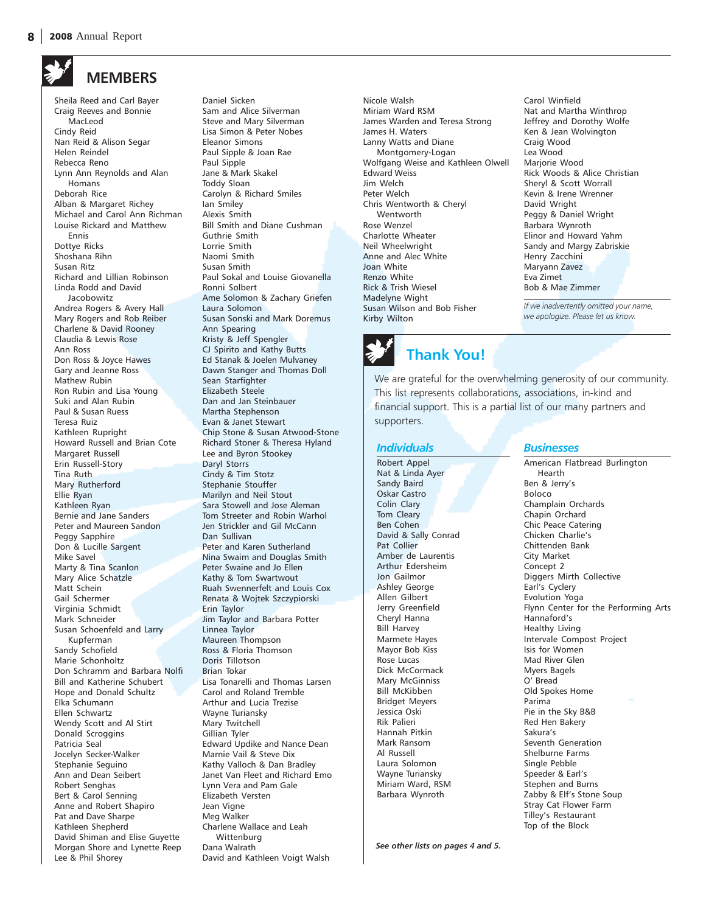## MEMBERS

Sheila Reed and Carl Bayer
Craig Reeves and Bonnie MacLeod
Cindy Reid
Nan Reid & Alison Segar
Helen Reindel
Rebecca Reno
Lynn Ann Reynolds and Alan Homans
Deborah Rice
Alban & Margaret Richey
Michael and Carol Ann Richman
Louise Rickard and Matthew Ennis
Dottye Ricks
Shoshana Rihn
Susan Ritz
Richard and Lillian Robinson
Linda Rodd and David Jacobowitz
Andrea Rogers & Avery Hall
Mary Rogers and Rob Reiber
Charlene & David Rooney
Claudia & Lewis Rose
Ann Ross
Don Ross & Joyce Hawes
Gary and Jeanne Ross
Mathew Rubin
Ron Rubin and Lisa Young
Suki and Alan Rubin
Paul & Susan Ruess
Teresa Ruiz
Kathleen Rupright
Howard Russell and Brian Cote
Margaret Russell
Erin Russell-Story
Tina Ruth
Mary Rutherford
Ellie Ryan
Kathleen Ryan
Bernie and Jane Sanders
Peter and Maureen Sandon
Peggy Sapphire
Don & Lucille Sargent
Mike Savel
Marty & Tina Scanlon
Mary Alice Schatzle
Matt Schein
Gail Schermer
Virginia Schmidt
Mark Schneider
Susan Schoenfeld and Larry Kupferman
Sandy Schofield
Marie Schonholtz
Don Schramm and Barbara Nolfi
Bill and Katherine Schubert
Hope and Donald Schultz
Elka Schumann
Ellen Schwartz
Wendy Scott and Al Stirt
Donald Scroggins
Patricia Seal
Jocelyn Secker-Walker
Stephanie Seguino
Ann and Dean Seibert
Robert Senghas
Bert & Carol Senning
Anne and Robert Shapiro
Pat and Dave Sharpe
Kathleen Shepherd
David Shiman and Elise Guyette
Morgan Shore and Lynette Reep
Lee & Phil Shorey
Daniel Sicken
Sam and Alice Silverman
Steve and Mary Silverman
Lisa Simon & Peter Nobes
Eleanor Simons
Paul Sipple & Joan Rae
Paul Sipple
Jane & Mark Skakel
Toddy Sloan
Carolyn & Richard Smiles
Ian Smiley
Alexis Smith
Bill Smith and Diane Cushman
Guthrie Smith
Lorrie Smith
Naomi Smith
Susan Smith
Paul Sokal and Louise Giovanella
Ronni Solbert
Ame Solomon & Zachary Griefen
Laura Solomon
Susan Sonski and Mark Doremus
Ann Spearing
Kristy & Jeff Spengler
CJ Spirito and Kathy Butts
Ed Stanak & Joelen Mulvaney
Dawn Stanger and Thomas Doll
Sean Starfighter
Elizabeth Steele
Dan and Jan Steinbauer
Martha Stephenson
Evan & Janet Stewart
Chip Stone & Susan Atwood-Stone
Richard Stoner & Theresa Hyland
Lee and Byron Stookey
Daryl Storrs
Cindy & Tim Stotz
Stephanie Stouffer
Marilyn and Neil Stout
Sara Stowell and Jose Aleman
Tom Streeter and Robin Warhol
Jen Strickler and Gil McCann
Dan Sullivan
Peter and Karen Sutherland
Nina Swaim and Douglas Smith
Peter Swaine and Jo Ellen
Kathy & Tom Swartwout
Ruah Swennerfelt and Louis Cox
Renata & Wojtek Szczypiorski
Erin Taylor
Jim Taylor and Barbara Potter
Linnea Taylor
Maureen Thompson
Ross & Floria Thomson
Doris Tillotson
Brian Tokar
Lisa Tonarelli and Thomas Larsen
Carol and Roland Tremble
Arthur and Lucia Trezise
Wayne Turiansky
Mary Twitchell
Gillian Tyler
Edward Updike and Nance Dean
Marnie Vail & Steve Dix
Kathy Valloch & Dan Bradley
Janet Van Fleet and Richard Emo
Lynn Vera and Pam Gale
Elizabeth Versten
Jean Vigne
Meg Walker
Charlene Wallace and Leah Wittenburg
Dana Walrath
David and Kathleen Voigt Walsh
Nicole Walsh
Miriam Ward RSM
James Warden and Teresa Strong
James H. Waters
Lanny Watts and Diane Montgomery-Logan
Wolfgang Weise and Kathleen Olwell
Edward Weiss
Jim Welch
Peter Welch
Chris Wentworth & Cheryl Wentworth
Rose Wenzel
Charlotte Wheater
Neil Wheelwright
Anne and Alec White
Joan White
Renzo White
Rick & Trish Wiesel
Madelyne Wight
Susan Wilson and Bob Fisher
Kirby Wilton
Carol Winfield
Nat and Martha Winthrop
Jeffrey and Dorothy Wolfe
Ken & Jean Wolvington
Craig Wood
Lea Wood
Marjorie Wood
Rick Woods & Alice Christian
Sheryl & Scott Worrall
Kevin & Irene Wrenner
David Wright
Peggy & Daniel Wright
Barbara Wynroth
Elinor and Howard Yahm
Sandy and Margy Zabriskie
Henry Zacchini
Maryann Zavez
Eva Zimet
Bob & Mae Zimmer

*If we inadvertently omitted your name, we apologize. Please let us know.*

## Thank You!

We are grateful for the overwhelming generosity of our community. This list represents collaborations, associations, in-kind and financial support. This is a partial list of our many partners and supporters.

### *Individuals*

Robert Appel
Nat & Linda Ayer
Sandy Baird
Oskar Castro
Colin Clary
Tom Cleary
Ben Cohen
David & Sally Conrad
Pat Collier
Amber de Laurentis
Arthur Edersheim
Jon Gailmor
Ashley George
Allen Gilbert
Jerry Greenfield
Cheryl Hanna
Bill Harvey
Marmete Hayes
Mayor Bob Kiss
Rose Lucas
Dick McCormack
Mary McGinniss
Bill McKibben
Bridget Meyers
Jessica Oski
Rik Palieri
Hannah Pitkin
Mark Ransom
Al Russell
Laura Solomon
Wayne Turiansky
Miriam Ward, RSM
Barbara Wynroth

### *Businesses*

American Flatbread Burlington Hearth
Ben & Jerry's
Boloco
Champlain Orchards
Chapin Orchard
Chic Peace Catering
Chicken Charlie's
Chittenden Bank
City Market
Concept 2
Diggers Mirth Collective
Earl's Cyclery
Evolution Yoga
Flynn Center for the Performing Arts
Hannaford's
Healthy Living
Intervale Compost Project
Isis for Women
Mad River Glen
Myers Bagels
O' Bread
Old Spokes Home
Parima
Pie in the Sky B&B
Red Hen Bakery
Sakura's
Seventh Generation
Shelburne Farms
Single Pebble
Speeder & Earl's
Stephen and Burns
Zabby & Elf's Stone Soup
Stray Cat Flower Farm
Tilley's Restaurant
Top of the Block

***See other lists on pages 4 and 5.***